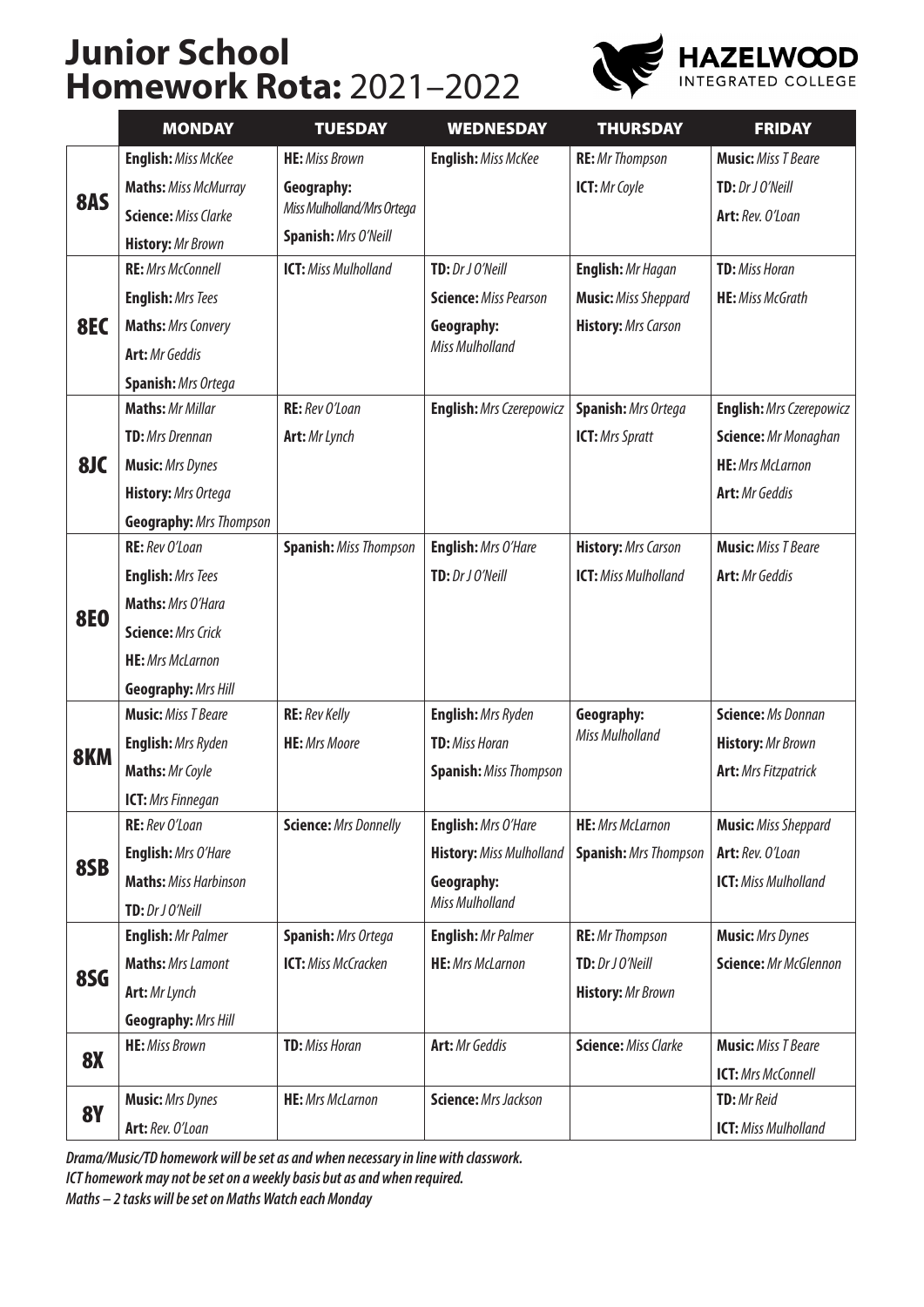# Junior School Homework Rota: 2021–2022

HAZELWOOD INTEGRATED COLLEGE

| | MONDAY | TUESDAY | WEDNESDAY | THURSDAY | FRIDAY |
|---|---|---|---|---|---|
| **8AS** | **English:** *Miss McKee*<br>**Maths:** *Miss McMurray*<br>**Science:** *Miss Clarke*<br>**History:** *Mr Brown* | **HE:** *Miss Brown*<br>**Geography:** *Miss Mulholland/Mrs Ortega*<br>**Spanish:** *Mrs O'Neill* | **English:** *Miss McKee* | **RE:** *Mr Thompson*<br>**ICT:** *Mr Coyle* | **Music:** *Miss T Beare*<br>**TD:** *Dr J O'Neill*<br>**Art:** *Rev. O'Loan* |
| **8EC** | **RE:** *Mrs McConnell*<br>**English:** *Mrs Tees*<br>**Maths:** *Mrs Convery*<br>**Art:** *Mr Geddis*<br>**Spanish:** *Mrs Ortega* | **ICT:** *Miss Mulholland* | **TD:** *Dr J O'Neill*<br>**Science:** *Miss Pearson*<br>**Geography:** *Miss Mulholland* | **English:** *Mr Hagan*<br>**Music:** *Miss Sheppard*<br>**History:** *Mrs Carson* | **TD:** *Miss Horan*<br>**HE:** *Miss McGrath* |
| **8JC** | **Maths:** *Mr Millar*<br>**TD:** *Mrs Drennan*<br>**Music:** *Mrs Dynes*<br>**History:** *Mrs Ortega*<br>**Geography:** *Mrs Thompson* | **RE:** *Rev O'Loan*<br>**Art:** *Mr Lynch* | **English:** *Mrs Czerepowicz* | **Spanish:** *Mrs Ortega*<br>**ICT:** *Mrs Spratt* | **English:** *Mrs Czerepowicz*<br>**Science:** *Mr Monaghan*<br>**HE:** *Mrs McLarnon*<br>**Art:** *Mr Geddis* |
| **8EO** | **RE:** *Rev O'Loan*<br>**English:** *Mrs Tees*<br>**Maths:** *Mrs O'Hara*<br>**Science:** *Mrs Crick*<br>**HE:** *Mrs McLarnon*<br>**Geography:** *Mrs Hill* | **Spanish:** *Miss Thompson* | **English:** *Mrs O'Hare*<br>**TD:** *Dr J O'Neill* | **History:** *Mrs Carson*<br>**ICT:** *Miss Mulholland* | **Music:** *Miss T Beare*<br>**Art:** *Mr Geddis* |
| **8KM** | **Music:** *Miss T Beare*<br>**English:** *Mrs Ryden*<br>**Maths:** *Mr Coyle*<br>**ICT:** *Mrs Finnegan* | **RE:** *Rev Kelly*<br>**HE:** *Mrs Moore* | **English:** *Mrs Ryden*<br>**TD:** *Miss Horan*<br>**Spanish:** *Miss Thompson* | **Geography:** *Miss Mulholland* | **Science:** *Ms Donnan*<br>**History:** *Mr Brown*<br>**Art:** *Mrs Fitzpatrick* |
| **8SB** | **RE:** *Rev O'Loan*<br>**English:** *Mrs O'Hare*<br>**Maths:** *Miss Harbinson*<br>**TD:** *Dr J O'Neill* | **Science:** *Mrs Donnelly* | **English:** *Mrs O'Hare*<br>**History:** *Miss Mulholland*<br>**Geography:** *Miss Mulholland* | **HE:** *Mrs McLarnon*<br>**Spanish:** *Mrs Thompson* | **Music:** *Miss Sheppard*<br>**Art:** *Rev. O'Loan*<br>**ICT:** *Miss Mulholland* |
| **8SG** | **English:** *Mr Palmer*<br>**Maths:** *Mrs Lamont*<br>**Art:** *Mr Lynch*<br>**Geography:** *Mrs Hill* | **Spanish:** *Mrs Ortega*<br>**ICT:** *Miss McCracken* | **English:** *Mr Palmer*<br>**HE:** *Mrs McLarnon* | **RE:** *Mr Thompson*<br>**TD:** *Dr J O'Neill*<br>**History:** *Mr Brown* | **Music:** *Mrs Dynes*<br>**Science:** *Mr McGlennon* |
| **8X** | **HE:** *Miss Brown* | **TD:** *Miss Horan* | **Art:** *Mr Geddis* | **Science:** *Miss Clarke* | **Music:** *Miss T Beare*<br>**ICT:** *Mrs McConnell* |
| **8Y** | **Music:** *Mrs Dynes*<br>**Art:** *Rev. O'Loan* | **HE:** *Mrs McLarnon* | **Science:** *Mrs Jackson* | | **TD:** *Mr Reid*<br>**ICT:** *Miss Mulholland* |

***Drama/Music/TD homework will be set as and when necessary in line with classwork.***

***ICT homework may not be set on a weekly basis but as and when required.***

***Maths – 2 tasks will be set on Maths Watch each Monday***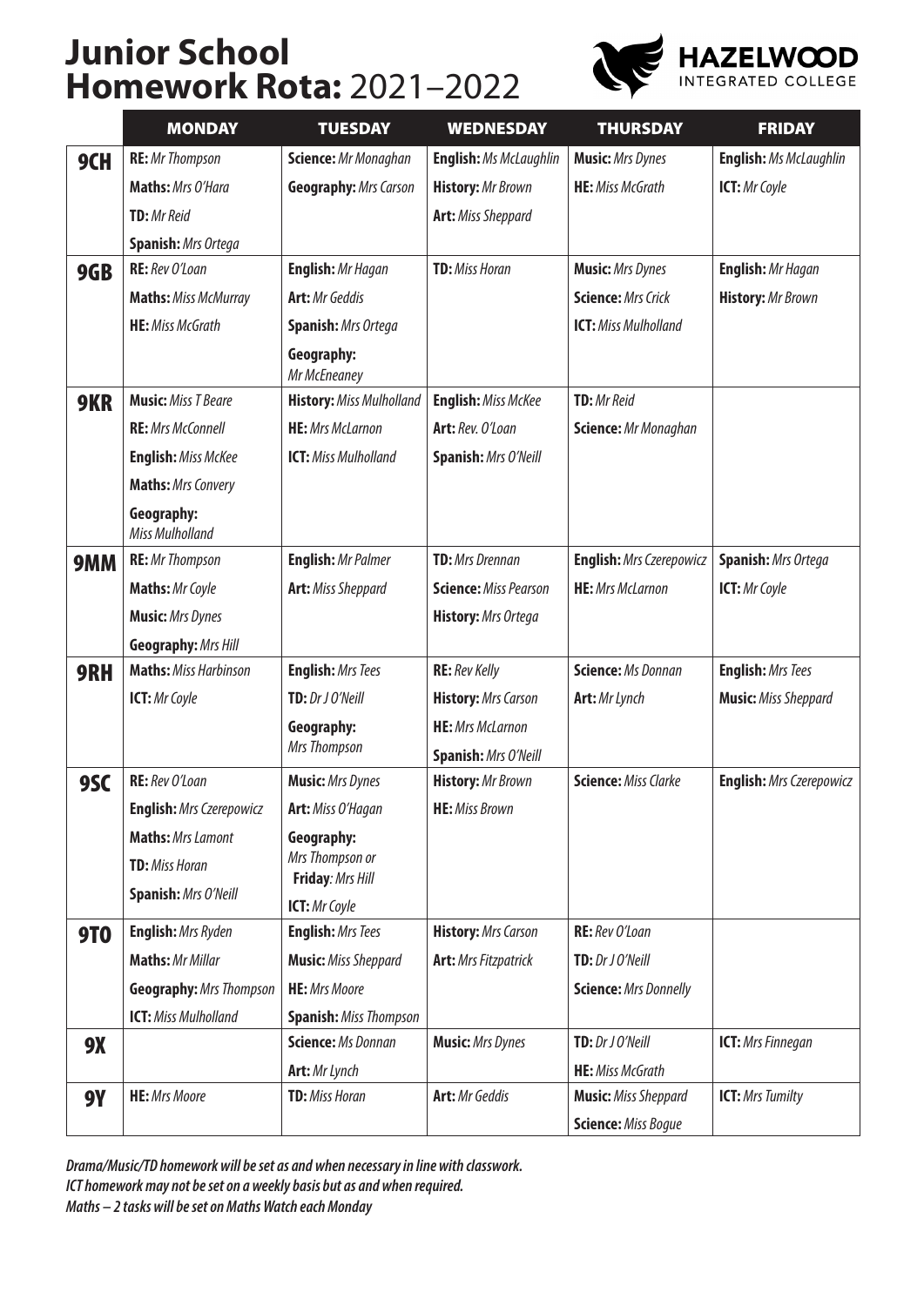# Junior School Homework Rota: 2021–2022

HAZELWOOD INTEGRATED COLLEGE

| | MONDAY | TUESDAY | WEDNESDAY | THURSDAY | FRIDAY |
|---|---|---|---|---|---|
| **9CH** | **RE:** *Mr Thompson*<br>**Maths:** *Mrs O'Hara*<br>**TD:** *Mr Reid*<br>**Spanish:** *Mrs Ortega* | **Science:** *Mr Monaghan*<br>**Geography:** *Mrs Carson* | **English:** *Ms McLaughlin*<br>**History:** *Mr Brown*<br>**Art:** *Miss Sheppard* | **Music:** *Mrs Dynes*<br>**HE:** *Miss McGrath* | **English:** *Ms McLaughlin*<br>**ICT:** *Mr Coyle* |
| **9GB** | **RE:** *Rev O'Loan*<br>**Maths:** *Miss McMurray*<br>**HE:** *Miss McGrath* | **English:** *Mr Hagan*<br>**Art:** *Mr Geddis*<br>**Spanish:** *Mrs Ortega*<br>**Geography:** *Mr McEneaney* | **TD:** *Miss Horan* | **Music:** *Mrs Dynes*<br>**Science:** *Mrs Crick*<br>**ICT:** *Miss Mulholland* | **English:** *Mr Hagan*<br>**History:** *Mr Brown* |
| **9KR** | **Music:** *Miss T Beare*<br>**RE:** *Mrs McConnell*<br>**English:** *Miss McKee*<br>**Maths:** *Mrs Convery*<br>**Geography:** *Miss Mulholland* | **History:** *Miss Mulholland*<br>**HE:** *Mrs McLarnon*<br>**ICT:** *Miss Mulholland* | **English:** *Miss McKee*<br>**Art:** *Rev. O'Loan*<br>**Spanish:** *Mrs O'Neill* | **TD:** *Mr Reid*<br>**Science:** *Mr Monaghan* | |
| **9MM** | **RE:** *Mr Thompson*<br>**Maths:** *Mr Coyle*<br>**Music:** *Mrs Dynes*<br>**Geography:** *Mrs Hill* | **English:** *Mr Palmer*<br>**Art:** *Miss Sheppard* | **TD:** *Mrs Drennan*<br>**Science:** *Miss Pearson*<br>**History:** *Mrs Ortega* | **English:** *Mrs Czerepowicz*<br>**HE:** *Mrs McLarnon* | **Spanish:** *Mrs Ortega*<br>**ICT:** *Mr Coyle* |
| **9RH** | **Maths:** *Miss Harbinson*<br>**ICT:** *Mr Coyle* | **English:** *Mrs Tees*<br>**TD:** *Dr J O'Neill*<br>**Geography:** *Mrs Thompson* | **RE:** *Rev Kelly*<br>**History:** *Mrs Carson*<br>**HE:** *Mrs McLarnon*<br>**Spanish:** *Mrs O'Neill* | **Science:** *Ms Donnan*<br>**Art:** *Mr Lynch* | **English:** *Mrs Tees*<br>**Music:** *Miss Sheppard* |
| **9SC** | **RE:** *Rev O'Loan*<br>**English:** *Mrs Czerepowicz*<br>**Maths:** *Mrs Lamont*<br>**TD:** *Miss Horan*<br>**Spanish:** *Mrs O'Neill* | **Music:** *Mrs Dynes*<br>**Art:** *Miss O'Hagan*<br>**Geography:** *Mrs Thompson or* **Friday**: *Mrs Hill*<br>**ICT:** *Mr Coyle* | **History:** *Mr Brown*<br>**HE:** *Miss Brown* | **Science:** *Miss Clarke* | **English:** *Mrs Czerepowicz* |
| **9TO** | **English:** *Mrs Ryden*<br>**Maths:** *Mr Millar*<br>**Geography:** *Mrs Thompson*<br>**ICT:** *Miss Mulholland* | **English:** *Mrs Tees*<br>**Music:** *Miss Sheppard*<br>**HE:** *Mrs Moore*<br>**Spanish:** *Miss Thompson* | **History:** *Mrs Carson*<br>**Art:** *Mrs Fitzpatrick* | **RE:** *Rev O'Loan*<br>**TD:** *Dr J O'Neill*<br>**Science:** *Mrs Donnelly* | |
| **9X** | | **Science:** *Ms Donnan*<br>**Art:** *Mr Lynch* | **Music:** *Mrs Dynes* | **TD:** *Dr J O'Neill*<br>**HE:** *Miss McGrath* | **ICT:** *Mrs Finnegan* |
| **9Y** | **HE:** *Mrs Moore* | **TD:** *Miss Horan* | **Art:** *Mr Geddis* | **Music:** *Miss Sheppard*<br>**Science:** *Miss Bogue* | **ICT:** *Mrs Tumilty* |

***Drama/Music/TD homework will be set as and when necessary in line with classwork.***
***ICT homework may not be set on a weekly basis but as and when required.***
***Maths – 2 tasks will be set on Maths Watch each Monday***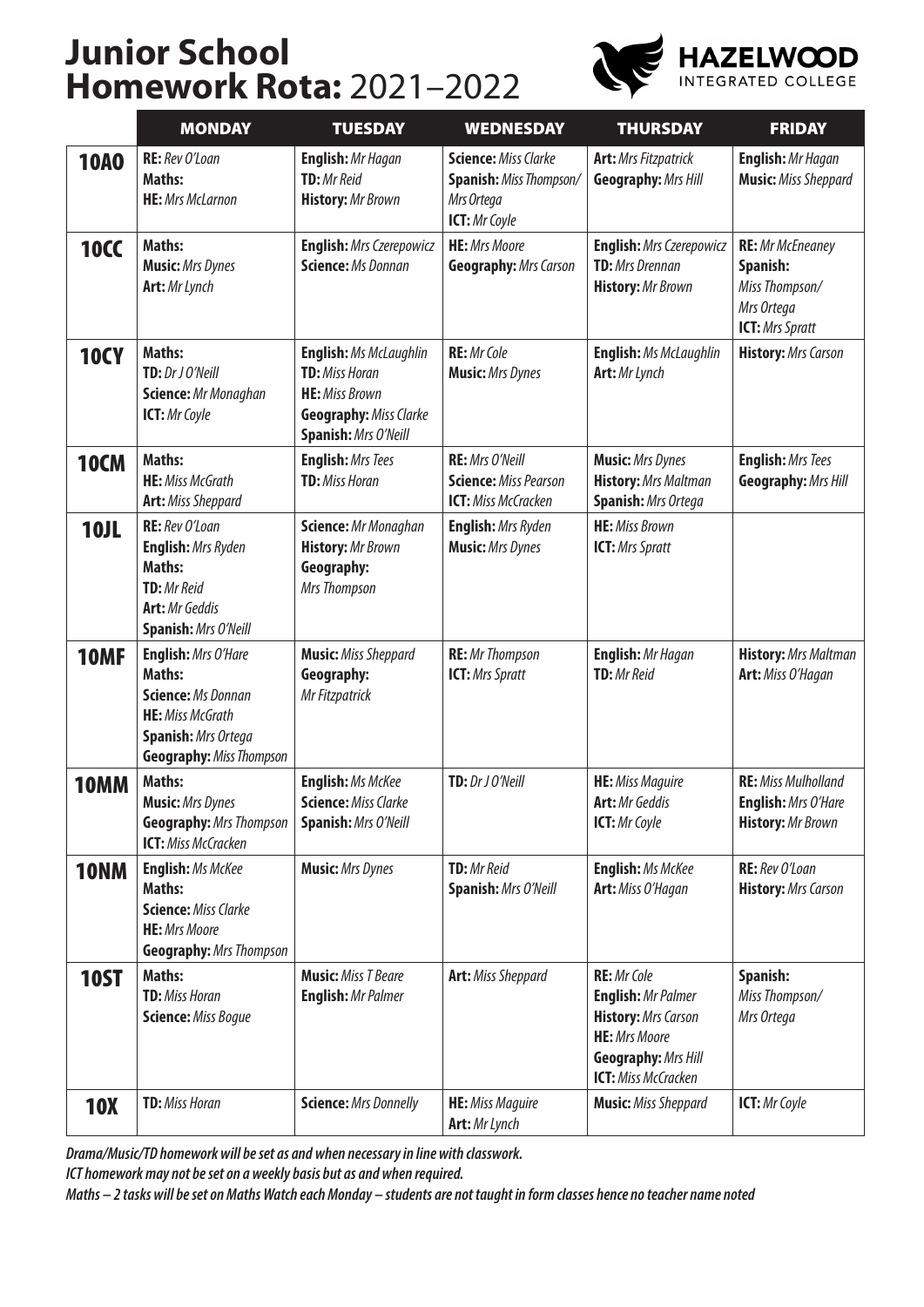# Junior School Homework Rota: 2021–2022

HAZELWOOD INTEGRATED COLLEGE

| | MONDAY | TUESDAY | WEDNESDAY | THURSDAY | FRIDAY |
|---|---|---|---|---|---|
| **10AO** | **RE:** *Rev O'Loan*<br>**Maths:**<br>**HE:** *Mrs McLarnon* | **English:** *Mr Hagan*<br>**TD:** *Mr Reid*<br>**History:** *Mr Brown* | **Science:** *Miss Clarke*<br>**Spanish:** *Miss Thompson/ Mrs Ortega*<br>**ICT:** *Mr Coyle* | **Art:** *Mrs Fitzpatrick*<br>**Geography:** *Mrs Hill* | **English:** *Mr Hagan*<br>**Music:** *Miss Sheppard* |
| **10CC** | **Maths:**<br>**Music:** *Mrs Dynes*<br>**Art:** *Mr Lynch* | **English:** *Mrs Czerepowicz*<br>**Science:** *Ms Donnan* | **HE:** *Mrs Moore*<br>**Geography:** *Mrs Carson* | **English:** *Mrs Czerepowicz*<br>**TD:** *Mrs Drennan*<br>**History:** *Mr Brown* | **RE:** *Mr McEneaney*<br>**Spanish:** *Miss Thompson/ Mrs Ortega*<br>**ICT:** *Mrs Spratt* |
| **10CY** | **Maths:**<br>**TD:** *Dr J O'Neill*<br>**Science:** *Mr Monaghan*<br>**ICT:** *Mr Coyle* | **English:** *Ms McLaughlin*<br>**TD:** *Miss Horan*<br>**HE:** *Miss Brown*<br>**Geography:** *Miss Clarke*<br>**Spanish:** *Mrs O'Neill* | **RE:** *Mr Cole*<br>**Music:** *Mrs Dynes* | **English:** *Ms McLaughlin*<br>**Art:** *Mr Lynch* | **History:** *Mrs Carson* |
| **10CM** | **Maths:**<br>**HE:** *Miss McGrath*<br>**Art:** *Miss Sheppard* | **English:** *Mrs Tees*<br>**TD:** *Miss Horan* | **RE:** *Mrs O'Neill*<br>**Science:** *Miss Pearson*<br>**ICT:** *Miss McCracken* | **Music:** *Mrs Dynes*<br>**History:** *Mrs Maltman*<br>**Spanish:** *Mrs Ortega* | **English:** *Mrs Tees*<br>**Geography:** *Mrs Hill* |
| **10JL** | **RE:** *Rev O'Loan*<br>**English:** *Mrs Ryden*<br>**Maths:**<br>**TD:** *Mr Reid*<br>**Art:** *Mr Geddis*<br>**Spanish:** *Mrs O'Neill* | **Science:** *Mr Monaghan*<br>**History:** *Mr Brown*<br>**Geography:** *Mrs Thompson* | **English:** *Mrs Ryden*<br>**Music:** *Mrs Dynes* | **HE:** *Miss Brown*<br>**ICT:** *Mrs Spratt* | |
| **10MF** | **English:** *Mrs O'Hare*<br>**Maths:**<br>**Science:** *Ms Donnan*<br>**HE:** *Miss McGrath*<br>**Spanish:** *Mrs Ortega*<br>**Geography:** *Miss Thompson* | **Music:** *Miss Sheppard*<br>**Geography:** *Mr Fitzpatrick* | **RE:** *Mr Thompson*<br>**ICT:** *Mrs Spratt* | **English:** *Mr Hagan*<br>**TD:** *Mr Reid* | **History:** *Mrs Maltman*<br>**Art:** *Miss O'Hagan* |
| **10MM** | **Maths:**<br>**Music:** *Mrs Dynes*<br>**Geography:** *Mrs Thompson*<br>**ICT:** *Miss McCracken* | **English:** *Ms McKee*<br>**Science:** *Miss Clarke*<br>**Spanish:** *Mrs O'Neill* | **TD:** *Dr J O'Neill* | **HE:** *Miss Maguire*<br>**Art:** *Mr Geddis*<br>**ICT:** *Mr Coyle* | **RE:** *Miss Mulholland*<br>**English:** *Mrs O'Hare*<br>**History:** *Mr Brown* |
| **10NM** | **English:** *Ms McKee*<br>**Maths:**<br>**Science:** *Miss Clarke*<br>**HE:** *Mrs Moore*<br>**Geography:** *Mrs Thompson* | **Music:** *Mrs Dynes* | **TD:** *Mr Reid*<br>**Spanish:** *Mrs O'Neill* | **English:** *Ms McKee*<br>**Art:** *Miss O'Hagan* | **RE:** *Rev O'Loan*<br>**History:** *Mrs Carson* |
| **10ST** | **Maths:**<br>**TD:** *Miss Horan*<br>**Science:** *Miss Bogue* | **Music:** *Miss T Beare*<br>**English:** *Mr Palmer* | **Art:** *Miss Sheppard* | **RE:** *Mr Cole*<br>**English:** *Mr Palmer*<br>**History:** *Mrs Carson*<br>**HE:** *Mrs Moore*<br>**Geography:** *Mrs Hill*<br>**ICT:** *Miss McCracken* | **Spanish:** *Miss Thompson/ Mrs Ortega* |
| **10X** | **TD:** *Miss Horan* | **Science:** *Mrs Donnelly* | **HE:** *Miss Maguire*<br>**Art:** *Mr Lynch* | **Music:** *Miss Sheppard* | **ICT:** *Mr Coyle* |

***Drama/Music/TD homework will be set as and when necessary in line with classwork.***

***ICT homework may not be set on a weekly basis but as and when required.***

***Maths – 2 tasks will be set on Maths Watch each Monday – students are not taught in form classes hence no teacher name noted***